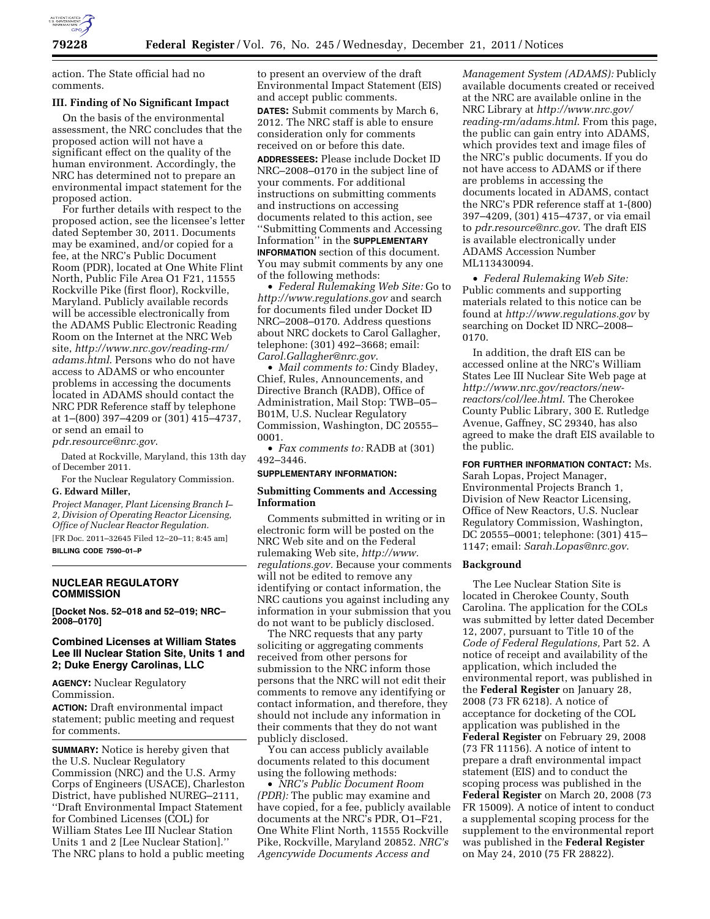action. The State official had no comments.

### III. Finding of No Significant Impact

On the basis of the environmental assessment, the NRC concludes that the proposed action will not have a significant effect on the quality of the human environment. Accordingly, the NRC has determined not to prepare an environmental impact statement for the proposed action.

For further details with respect to the proposed action, see the licensee's letter dated September 30, 2011. Documents may be examined, and/or copied for a fee, at the NRC's Public Document Room (PDR), located at One White Flint North, Public File Area O1 F21, 11555 Rockville Pike (first floor), Rockville, Maryland. Publicly available records will be accessible electronically from the ADAMS Public Electronic Reading Room on the Internet at the NRC Web site, *http://www.nrc.gov/reading-rm/adams.html*. Persons who do not have access to ADAMS or who encounter problems in accessing the documents located in ADAMS should contact the NRC PDR Reference staff by telephone at 1–(800) 397–4209 or (301) 415–4737, or send an email to *pdr.resource@nrc.gov*.

Dated at Rockville, Maryland, this 13th day of December 2011.

For the Nuclear Regulatory Commission.

**G. Edward Miller,**

*Project Manager, Plant Licensing Branch I–2, Division of Operating Reactor Licensing, Office of Nuclear Reactor Regulation.*

[FR Doc. 2011–32645 Filed 12–20–11; 8:45 am]

**BILLING CODE 7590–01–P**

## NUCLEAR REGULATORY COMMISSION

**[Docket Nos. 52–018 and 52–019; NRC–2008–0170]**

## Combined Licenses at William States Lee III Nuclear Station Site, Units 1 and 2; Duke Energy Carolinas, LLC

**AGENCY:** Nuclear Regulatory Commission.

**ACTION:** Draft environmental impact statement; public meeting and request for comments.

**SUMMARY:** Notice is hereby given that the U.S. Nuclear Regulatory Commission (NRC) and the U.S. Army Corps of Engineers (USACE), Charleston District, have published NUREG–2111, ''Draft Environmental Impact Statement for Combined Licenses (COL) for William States Lee III Nuclear Station Units 1 and 2 [Lee Nuclear Station].'' The NRC plans to hold a public meeting to present an overview of the draft Environmental Impact Statement (EIS) and accept public comments.

**DATES:** Submit comments by March 6, 2012. The NRC staff is able to ensure consideration only for comments received on or before this date.

**ADDRESSEES:** Please include Docket ID NRC–2008–0170 in the subject line of your comments. For additional instructions on submitting comments and instructions on accessing documents related to this action, see ''Submitting Comments and Accessing Information'' in the **SUPPLEMENTARY INFORMATION** section of this document. You may submit comments by any one of the following methods:

- *Federal Rulemaking Web Site:* Go to *http://www.regulations.gov* and search for documents filed under Docket ID NRC–2008–0170. Address questions about NRC dockets to Carol Gallagher, telephone: (301) 492–3668; email: *Carol.Gallagher@nrc.gov*.
- *Mail comments to:* Cindy Bladey, Chief, Rules, Announcements, and Directive Branch (RADB), Office of Administration, Mail Stop: TWB–05–B01M, U.S. Nuclear Regulatory Commission, Washington, DC 20555–0001.
- *Fax comments to:* RADB at (301) 492–3446.

**SUPPLEMENTARY INFORMATION:**

### Submitting Comments and Accessing Information

Comments submitted in writing or in electronic form will be posted on the NRC Web site and on the Federal rulemaking Web site, *http://www.regulations.gov.* Because your comments will not be edited to remove any identifying or contact information, the NRC cautions you against including any information in your submission that you do not want to be publicly disclosed.

The NRC requests that any party soliciting or aggregating comments received from other persons for submission to the NRC inform those persons that the NRC will not edit their comments to remove any identifying or contact information, and therefore, they should not include any information in their comments that they do not want publicly disclosed.

You can access publicly available documents related to this document using the following methods:

- *NRC's Public Document Room (PDR):* The public may examine and have copied, for a fee, publicly available documents at the NRC's PDR, O1–F21, One White Flint North, 11555 Rockville Pike, Rockville, Maryland 20852.
- *NRC's Agencywide Documents Access and Management System (ADAMS):* Publicly available documents created or received at the NRC are available online in the NRC Library at *http://www.nrc.gov/reading-rm/adams.html*. From this page, the public can gain entry into ADAMS, which provides text and image files of the NRC's public documents. If you do not have access to ADAMS or if there are problems in accessing the documents located in ADAMS, contact the NRC's PDR reference staff at 1-(800) 397–4209, (301) 415–4737, or via email to *pdr.resource@nrc.gov*. The draft EIS is available electronically under ADAMS Accession Number ML113430094.
- *Federal Rulemaking Web Site:* Public comments and supporting materials related to this notice can be found at *http://www.regulations.gov* by searching on Docket ID NRC–2008–0170.

In addition, the draft EIS can be accessed online at the NRC's William States Lee III Nuclear Site Web page at *http://www.nrc.gov/reactors/new-reactors/col/lee.html*. The Cherokee County Public Library, 300 E. Rutledge Avenue, Gaffney, SC 29340, has also agreed to make the draft EIS available to the public.

**FOR FURTHER INFORMATION CONTACT:** Ms. Sarah Lopas, Project Manager, Environmental Projects Branch 1, Division of New Reactor Licensing, Office of New Reactors, U.S. Nuclear Regulatory Commission, Washington, DC 20555–0001; telephone: (301) 415–1147; email: *Sarah.Lopas@nrc.gov*.

### Background

The Lee Nuclear Station Site is located in Cherokee County, South Carolina. The application for the COLs was submitted by letter dated December 12, 2007, pursuant to Title 10 of the *Code of Federal Regulations,* Part 52. A notice of receipt and availability of the application, which included the environmental report, was published in the **Federal Register** on January 28, 2008 (73 FR 6218). A notice of acceptance for docketing of the COL application was published in the **Federal Register** on February 29, 2008 (73 FR 11156). A notice of intent to prepare a draft environmental impact statement (EIS) and to conduct the scoping process was published in the **Federal Register** on March 20, 2008 (73 FR 15009). A notice of intent to conduct a supplemental scoping process for the supplement to the environmental report was published in the **Federal Register** on May 24, 2010 (75 FR 28822).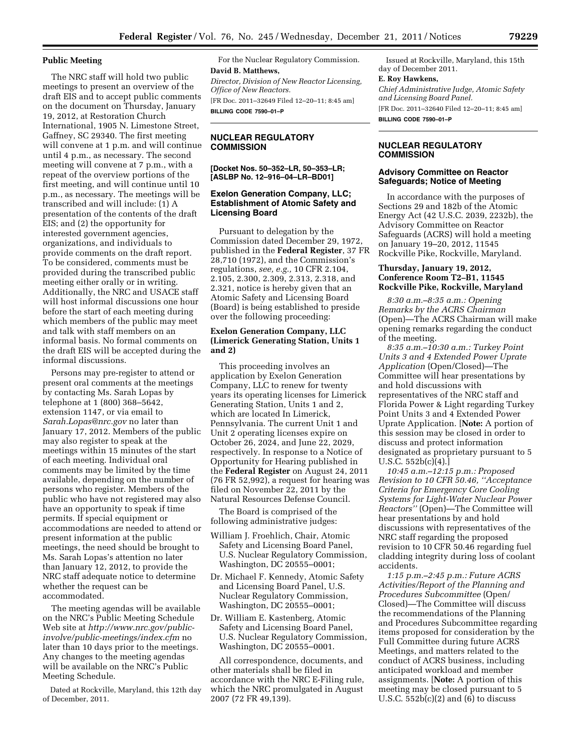## Public Meeting

The NRC staff will hold two public meetings to present an overview of the draft EIS and to accept public comments on the document on Thursday, January 19, 2012, at Restoration Church International, 1905 N. Limestone Street, Gaffney, SC 29340. The first meeting will convene at 1 p.m. and will continue until 4 p.m., as necessary. The second meeting will convene at 7 p.m., with a repeat of the overview portions of the first meeting, and will continue until 10 p.m., as necessary. The meetings will be transcribed and will include: (1) A presentation of the contents of the draft EIS; and (2) the opportunity for interested government agencies, organizations, and individuals to provide comments on the draft report. To be considered, comments must be provided during the transcribed public meeting either orally or in writing. Additionally, the NRC and USACE staff will host informal discussions one hour before the start of each meeting during which members of the public may meet and talk with staff members on an informal basis. No formal comments on the draft EIS will be accepted during the informal discussions.

Persons may pre-register to attend or present oral comments at the meetings by contacting Ms. Sarah Lopas by telephone at 1 (800) 368–5642, extension 1147, or via email to *Sarah.Lopas@nrc.gov* no later than January 17, 2012. Members of the public may also register to speak at the meetings within 15 minutes of the start of each meeting. Individual oral comments may be limited by the time available, depending on the number of persons who register. Members of the public who have not registered may also have an opportunity to speak if time permits. If special equipment or accommodations are needed to attend or present information at the public meetings, the need should be brought to Ms. Sarah Lopas's attention no later than January 12, 2012, to provide the NRC staff adequate notice to determine whether the request can be accommodated.

The meeting agendas will be available on the NRC's Public Meeting Schedule Web site at *http://www.nrc.gov/public-involve/public-meetings/index.cfm* no later than 10 days prior to the meetings. Any changes to the meeting agendas will be available on the NRC's Public Meeting Schedule.

Dated at Rockville, Maryland, this 12th day of December, 2011.

For the Nuclear Regulatory Commission.

**David B. Matthews,**

*Director, Division of New Reactor Licensing, Office of New Reactors.*

[FR Doc. 2011–32649 Filed 12–20–11; 8:45 am]

**BILLING CODE 7590–01–P**

---

## NUCLEAR REGULATORY COMMISSION

**[Docket Nos. 50–352–LR, 50–353–LR; [ASLBP No. 12–916–04–LR–BD01]**

## Exelon Generation Company, LLC; Establishment of Atomic Safety and Licensing Board

Pursuant to delegation by the Commission dated December 29, 1972, published in the **Federal Register**, 37 FR 28,710 (1972), and the Commission's regulations, *see, e.g.,* 10 CFR 2.104, 2.105, 2.300, 2.309, 2.313, 2.318, and 2.321, notice is hereby given that an Atomic Safety and Licensing Board (Board) is being established to preside over the following proceeding:

### Exelon Generation Company, LLC (Limerick Generating Station, Units 1 and 2)

This proceeding involves an application by Exelon Generation Company, LLC to renew for twenty years its operating licenses for Limerick Generating Station, Units 1 and 2, which are located In Limerick, Pennsylvania. The current Unit 1 and Unit 2 operating licenses expire on October 26, 2024, and June 22, 2029, respectively. In response to a Notice of Opportunity for Hearing published in the **Federal Register** on August 24, 2011 (76 FR 52,992), a request for hearing was filed on November 22, 2011 by the Natural Resources Defense Council.

The Board is comprised of the following administrative judges:

William J. Froehlich, Chair, Atomic Safety and Licensing Board Panel, U.S. Nuclear Regulatory Commission, Washington, DC 20555–0001;

Dr. Michael F. Kennedy, Atomic Safety and Licensing Board Panel, U.S. Nuclear Regulatory Commission, Washington, DC 20555–0001;

Dr. William E. Kastenberg, Atomic Safety and Licensing Board Panel, U.S. Nuclear Regulatory Commission, Washington, DC 20555–0001.

All correspondence, documents, and other materials shall be filed in accordance with the NRC E-Filing rule, which the NRC promulgated in August 2007 (72 FR 49,139).

Issued at Rockville, Maryland, this 15th day of December 2011.

**E. Roy Hawkens,**

*Chief Administrative Judge, Atomic Safety and Licensing Board Panel.*

[FR Doc. 2011–32640 Filed 12–20–11; 8:45 am]

**BILLING CODE 7590–01–P**

---

## NUCLEAR REGULATORY COMMISSION

## Advisory Committee on Reactor Safeguards; Notice of Meeting

In accordance with the purposes of Sections 29 and 182b of the Atomic Energy Act (42 U.S.C. 2039, 2232b), the Advisory Committee on Reactor Safeguards (ACRS) will hold a meeting on January 19–20, 2012, 11545 Rockville Pike, Rockville, Maryland.

### Thursday, January 19, 2012, Conference Room T2–B1, 11545 Rockville Pike, Rockville, Maryland

*8:30 a.m.–8:35 a.m.: Opening Remarks by the ACRS Chairman* (Open)—The ACRS Chairman will make opening remarks regarding the conduct of the meeting.

*8:35 a.m.–10:30 a.m.: Turkey Point Units 3 and 4 Extended Power Uprate Application* (Open/Closed)—The Committee will hear presentations by and hold discussions with representatives of the NRC staff and Florida Power & Light regarding Turkey Point Units 3 and 4 Extended Power Uprate Application. [**Note:** A portion of this session may be closed in order to discuss and protect information designated as proprietary pursuant to 5 U.S.C. 552b(c)(4).]

*10:45 a.m.–12:15 p.m.: Proposed Revision to 10 CFR 50.46, "Acceptance Criteria for Emergency Core Cooling Systems for Light-Water Nuclear Power Reactors"* (Open)—The Committee will hear presentations by and hold discussions with representatives of the NRC staff regarding the proposed revision to 10 CFR 50.46 regarding fuel cladding integrity during loss of coolant accidents.

*1:15 p.m.–2:45 p.m.: Future ACRS Activities/Report of the Planning and Procedures Subcommittee* (Open/Closed)—The Committee will discuss the recommendations of the Planning and Procedures Subcommittee regarding items proposed for consideration by the Full Committee during future ACRS Meetings, and matters related to the conduct of ACRS business, including anticipated workload and member assignments. [**Note:** A portion of this meeting may be closed pursuant to 5 U.S.C. 552b(c)(2) and (6) to discuss